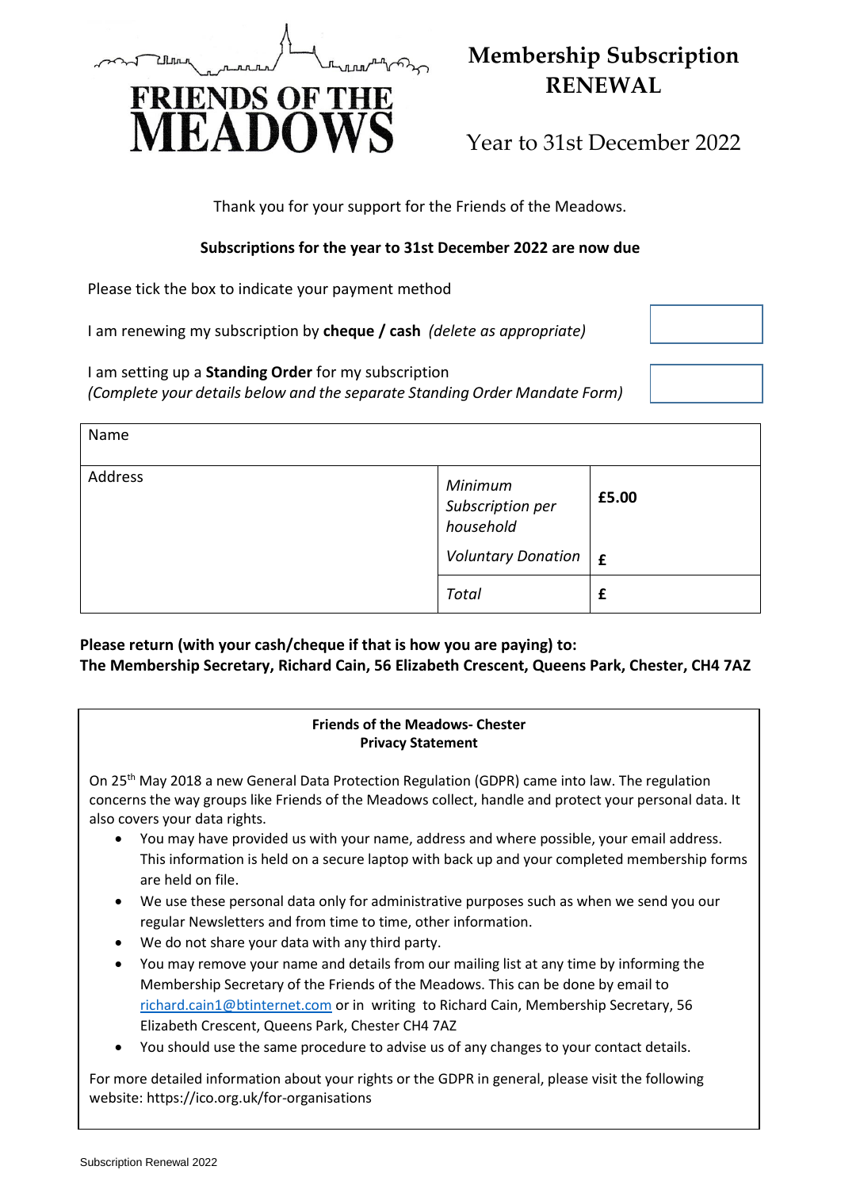# FRIENDS OF THE MEADOWS

## Membership Subscription RENEWAL

Year to 31st December 2022

Thank you for your support for the Friends of the Meadows.

**Subscriptions for the year to 31st December 2022 are now due**

Please tick the box to indicate your payment method

I am renewing my subscription by **cheque / cash** *(delete as appropriate)* ☐

I am setting up a **Standing Order** for my subscription
*(Complete your details below and the separate Standing Order Mandate Form)* ☐

| Name | | |
|---|---|---|
| Address | *Minimum Subscription per household* | **£5.00** |
| | *Voluntary Donation* | **£** |
| | *Total* | **£** |

**Please return (with your cash/cheque if that is how you are paying) to:**
**The Membership Secretary, Richard Cain, 56 Elizabeth Crescent, Queens Park, Chester, CH4 7AZ**

**Friends of the Meadows- Chester**
**Privacy Statement**

On 25th May 2018 a new General Data Protection Regulation (GDPR) came into law. The regulation concerns the way groups like Friends of the Meadows collect, handle and protect your personal data. It also covers your data rights.

- You may have provided us with your name, address and where possible, your email address. This information is held on a secure laptop with back up and your completed membership forms are held on file.
- We use these personal data only for administrative purposes such as when we send you our regular Newsletters and from time to time, other information.
- We do not share your data with any third party.
- You may remove your name and details from our mailing list at any time by informing the Membership Secretary of the Friends of the Meadows. This can be done by email to richard.cain1@btinternet.com or in writing to Richard Cain, Membership Secretary, 56 Elizabeth Crescent, Queens Park, Chester CH4 7AZ
- You should use the same procedure to advise us of any changes to your contact details.

For more detailed information about your rights or the GDPR in general, please visit the following website: https://ico.org.uk/for-organisations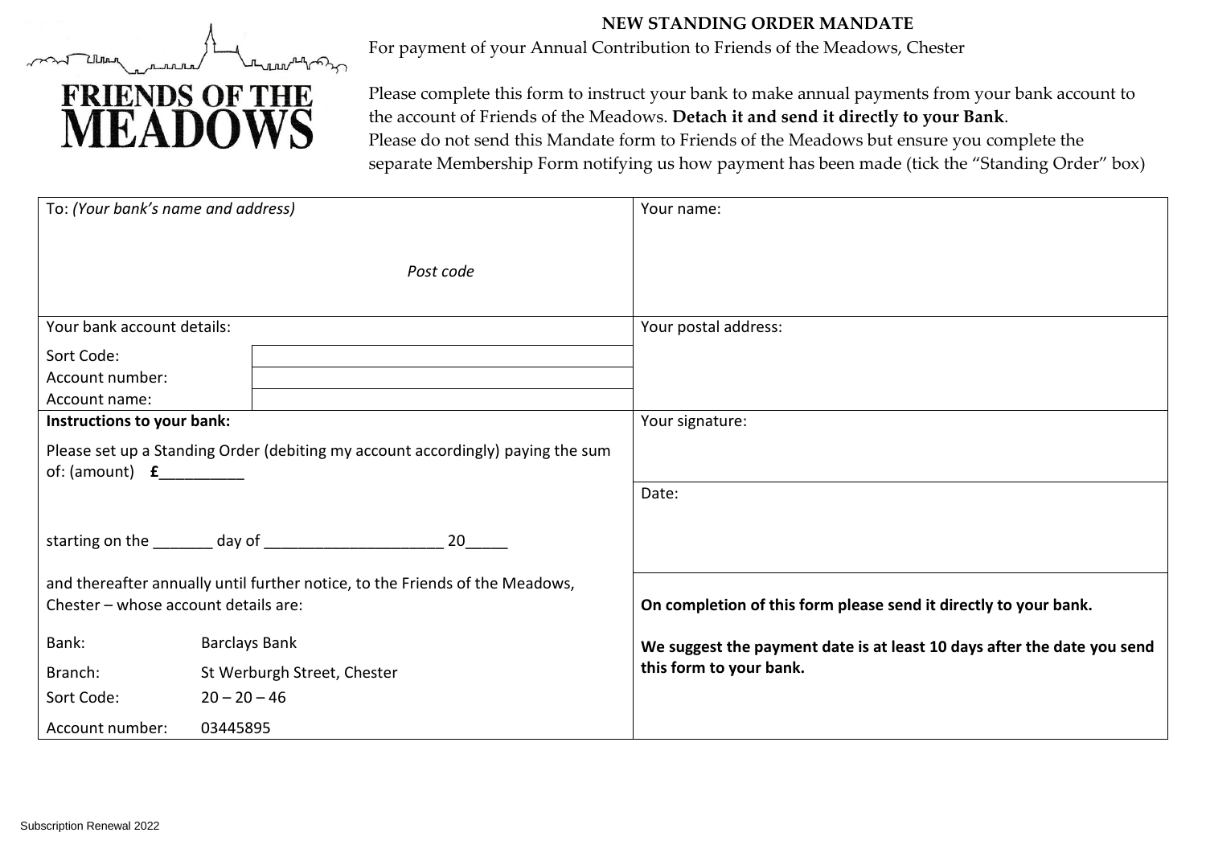FRIENDS OF THE MEADOWS

# NEW STANDING ORDER MANDATE

For payment of your Annual Contribution to Friends of the Meadows, Chester

Please complete this form to instruct your bank to make annual payments from your bank account to the account of Friends of the Meadows. **Detach it and send it directly to your Bank**.
Please do not send this Mandate form to Friends of the Meadows but ensure you complete the separate Membership Form notifying us how payment has been made (tick the “Standing Order” box)

| | |
|---|---|
| To: *(Your bank’s name and address)*<br><br>*Post code* | Your name: |
| Your bank account details:<br>Sort Code:<br>Account number:<br>Account name: | Your postal address: |
| **Instructions to your bank:**<br>Please set up a Standing Order (debiting my account accordingly) paying the sum of: (amount) **£**__________<br><br>starting on the _______ day of _____________________ 20_____<br><br>and thereafter annually until further notice, to the Friends of the Meadows, Chester – whose account details are:<br>Bank: Barclays Bank<br>Branch: St Werburgh Street, Chester<br>Sort Code: 20 – 20 – 46<br>Account number: 03445895 | Your signature:<br><br>Date:<br><br>**On completion of this form please send it directly to your bank.**<br><br>**We suggest the payment date is at least 10 days after the date you send this form to your bank.** |

Subscription Renewal 2022